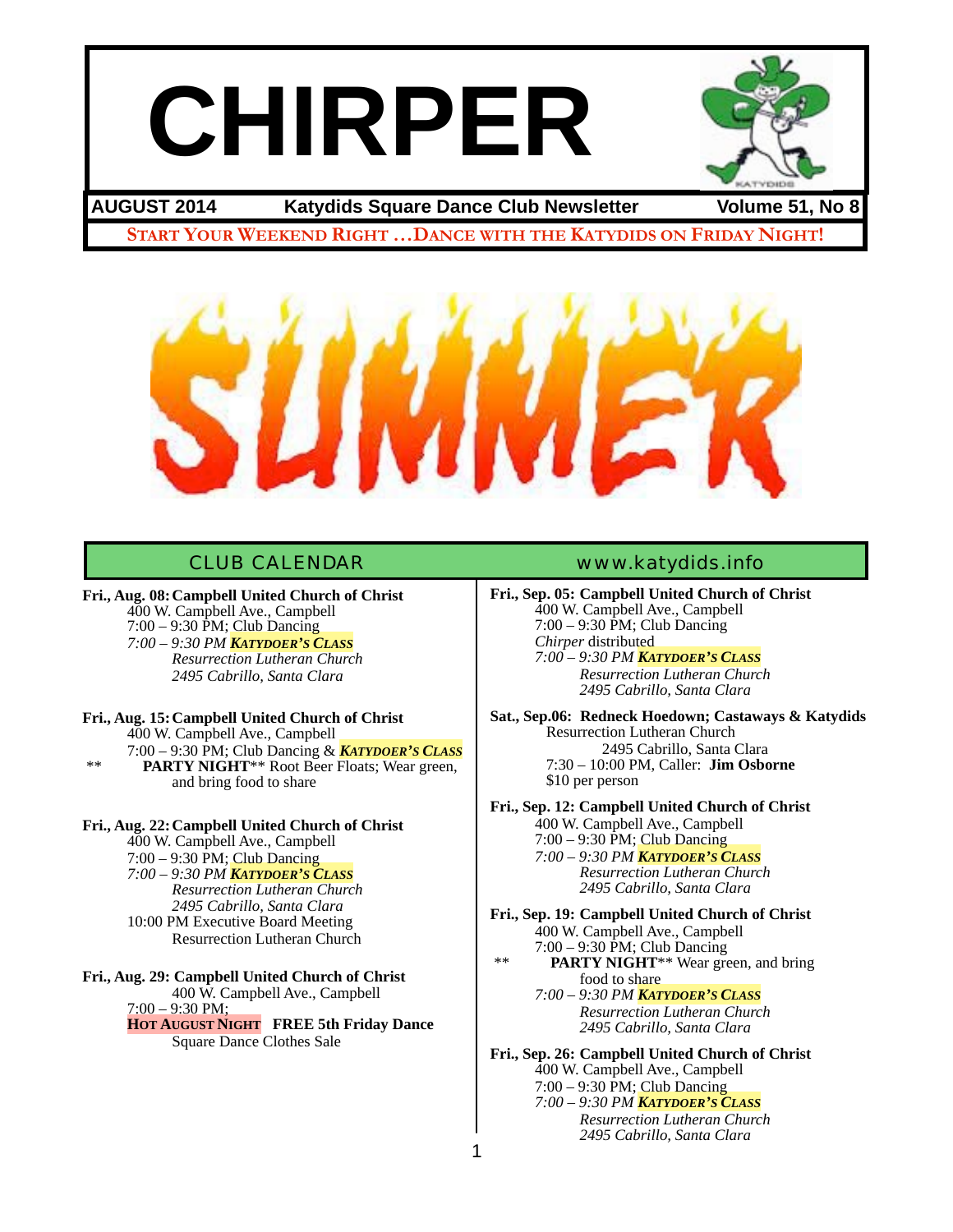# CHIRPER

**AUGUST 2014** **Katydids Square Dance Club Newsletter** **Volume 51, No 8**

**START YOUR WEEKEND RIGHT …DANCE WITH THE KATYDIDS ON FRIDAY NIGHT!**

SUMMER

## CLUB CALENDAR

www.katydids.info

**Fri., Aug. 08: Campbell United Church of Christ**
400 W. Campbell Ave., Campbell
7:00 – 9:30 PM; Club Dancing
*7:00 – 9:30 PM **KATYDOER'S CLASS***
*Resurrection Lutheran Church*
*2495 Cabrillo, Santa Clara*

**Fri., Aug. 15: Campbell United Church of Christ**
400 W. Campbell Ave., Campbell
7:00 – 9:30 PM; Club Dancing & ***KATYDOER'S CLASS***
** **PARTY NIGHT**** Root Beer Floats; Wear green, and bring food to share

**Fri., Aug. 22: Campbell United Church of Christ**
400 W. Campbell Ave., Campbell
7:00 – 9:30 PM; Club Dancing
*7:00 – 9:30 PM **KATYDOER'S CLASS***
*Resurrection Lutheran Church*
*2495 Cabrillo, Santa Clara*
10:00 PM Executive Board Meeting
Resurrection Lutheran Church

**Fri., Aug. 29: Campbell United Church of Christ**
400 W. Campbell Ave., Campbell
7:00 – 9:30 PM;
**HOT AUGUST NIGHT** **FREE 5th Friday Dance**
Square Dance Clothes Sale

**Fri., Sep. 05: Campbell United Church of Christ**
400 W. Campbell Ave., Campbell
7:00 – 9:30 PM; Club Dancing
*Chirper* distributed
*7:00 – 9:30 PM **KATYDOER'S CLASS***
*Resurrection Lutheran Church*
*2495 Cabrillo, Santa Clara*

**Sat., Sep.06: Redneck Hoedown; Castaways & Katydids**
Resurrection Lutheran Church
2495 Cabrillo, Santa Clara
7:30 – 10:00 PM, Caller: **Jim Osborne**
$10 per person

**Fri., Sep. 12: Campbell United Church of Christ**
400 W. Campbell Ave., Campbell
7:00 – 9:30 PM; Club Dancing
*7:00 – 9:30 PM **KATYDOER'S CLASS***
*Resurrection Lutheran Church*
*2495 Cabrillo, Santa Clara*

**Fri., Sep. 19: Campbell United Church of Christ**
400 W. Campbell Ave., Campbell
7:00 – 9:30 PM; Club Dancing
** **PARTY NIGHT**** Wear green, and bring food to share
*7:00 – 9:30 PM **KATYDOER'S CLASS***
*Resurrection Lutheran Church*
*2495 Cabrillo, Santa Clara*

**Fri., Sep. 26: Campbell United Church of Christ**
400 W. Campbell Ave., Campbell
7:00 – 9:30 PM; Club Dancing
*7:00 – 9:30 PM **KATYDOER'S CLASS***
*Resurrection Lutheran Church*
*2495 Cabrillo, Santa Clara*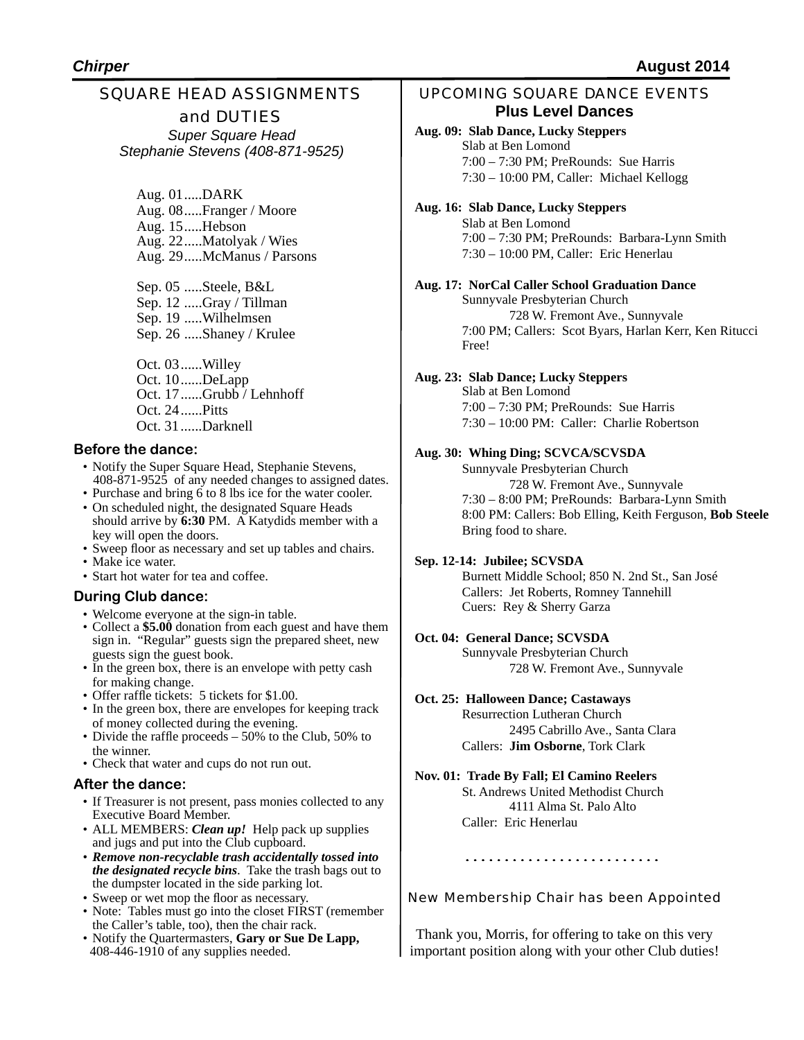## SQUARE HEAD ASSIGNMENTS and DUTIES

*Super Square Head*
*Stephanie Stevens (408-871-9525)*

Aug. 01.....DARK
Aug. 08.....Franger / Moore
Aug. 15.....Hebson
Aug. 22.....Matolyak / Wies
Aug. 29.....McManus / Parsons

Sep. 05 .....Steele, B&L
Sep. 12 .....Gray / Tillman
Sep. 19 .....Wilhelmsen
Sep. 26 .....Shaney / Krulee

Oct. 03......Willey
Oct. 10......DeLapp
Oct. 17......Grubb / Lehnhoff
Oct. 24......Pitts
Oct. 31......Darknell

### Before the dance:

- Notify the Super Square Head, Stephanie Stevens, 408-871-9525 of any needed changes to assigned dates.
- Purchase and bring 6 to 8 lbs ice for the water cooler.
- On scheduled night, the designated Square Heads should arrive by **6:30** PM. A Katydids member with a key will open the doors.
- Sweep floor as necessary and set up tables and chairs.
- Make ice water.
- Start hot water for tea and coffee.

### During Club dance:

- Welcome everyone at the sign-in table.
- Collect a **$5.00** donation from each guest and have them sign in. "Regular" guests sign the prepared sheet, new guests sign the guest book.
- In the green box, there is an envelope with petty cash for making change.
- Offer raffle tickets: 5 tickets for $1.00.
- In the green box, there are envelopes for keeping track of money collected during the evening.
- Divide the raffle proceeds – 50% to the Club, 50% to the winner.
- Check that water and cups do not run out.

### After the dance:

- If Treasurer is not present, pass monies collected to any Executive Board Member.
- ALL MEMBERS: ***Clean up!*** Help pack up supplies and jugs and put into the Club cupboard.
- ***Remove non-recyclable trash accidentally tossed into the designated recycle bins***. Take the trash bags out to the dumpster located in the side parking lot.
- Sweep or wet mop the floor as necessary.
- Note: Tables must go into the closet FIRST (remember the Caller's table, too), then the chair rack.
- Notify the Quartermasters, **Gary or Sue De Lapp,** 408-446-1910 of any supplies needed.

## UPCOMING SQUARE DANCE EVENTS

### Plus Level Dances

**Aug. 09: Slab Dance, Lucky Steppers**
Slab at Ben Lomond
7:00 – 7:30 PM; PreRounds: Sue Harris
7:30 – 10:00 PM, Caller: Michael Kellogg

**Aug. 16: Slab Dance, Lucky Steppers**
Slab at Ben Lomond
7:00 – 7:30 PM; PreRounds: Barbara-Lynn Smith
7:30 – 10:00 PM, Caller: Eric Henerlau

**Aug. 17: NorCal Caller School Graduation Dance**
Sunnyvale Presbyterian Church
728 W. Fremont Ave., Sunnyvale
7:00 PM; Callers: Scot Byars, Harlan Kerr, Ken Ritucci
Free!

**Aug. 23: Slab Dance; Lucky Steppers**
Slab at Ben Lomond
7:00 – 7:30 PM; PreRounds: Sue Harris
7:30 – 10:00 PM: Caller: Charlie Robertson

**Aug. 30: Whing Ding; SCVCA/SCVSDA**
Sunnyvale Presbyterian Church
728 W. Fremont Ave., Sunnyvale
7:30 – 8:00 PM; PreRounds: Barbara-Lynn Smith
8:00 PM: Callers: Bob Elling, Keith Ferguson, **Bob Steele**
Bring food to share.

**Sep. 12-14: Jubilee; SCVSDA**
Burnett Middle School; 850 N. 2nd St., San José
Callers: Jet Roberts, Romney Tannehill
Cuers: Rey & Sherry Garza

**Oct. 04: General Dance; SCVSDA**
Sunnyvale Presbyterian Church
728 W. Fremont Ave., Sunnyvale

**Oct. 25: Halloween Dance; Castaways**
Resurrection Lutheran Church
2495 Cabrillo Ave., Santa Clara
Callers: **Jim Osborne**, Tork Clark

**Nov. 01: Trade By Fall; El Camino Reelers**
St. Andrews United Methodist Church
4111 Alma St. Palo Alto
Caller: Eric Henerlau

. . . . . . . . . . . . . . . . . . . . . . . . .

## New Membership Chair has been Appointed

Thank you, Morris, for offering to take on this very important position along with your other Club duties!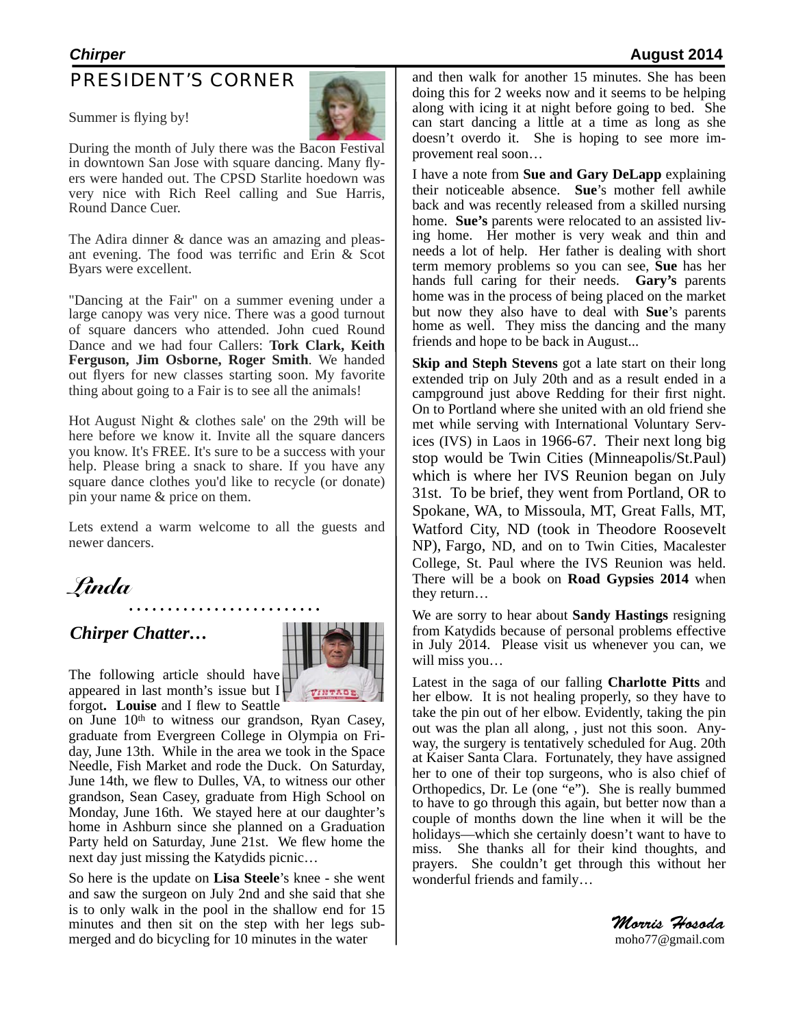## PRESIDENT'S CORNER

Summer is flying by!

During the month of July there was the Bacon Festival in downtown San Jose with square dancing. Many flyers were handed out. The CPSD Starlite hoedown was very nice with Rich Reel calling and Sue Harris, Round Dance Cuer.

The Adira dinner & dance was an amazing and pleasant evening. The food was terrific and Erin & Scot Byars were excellent.

"Dancing at the Fair" on a summer evening under a large canopy was very nice. There was a good turnout of square dancers who attended. John cued Round Dance and we had four Callers: **Tork Clark, Keith Ferguson, Jim Osborne, Roger Smith**. We handed out flyers for new classes starting soon. My favorite thing about going to a Fair is to see all the animals!

Hot August Night & clothes sale' on the 29th will be here before we know it. Invite all the square dancers you know. It's FREE. It's sure to be a success with your help. Please bring a snack to share. If you have any square dance clothes you'd like to recycle (or donate) pin your name & price on them.

Lets extend a warm welcome to all the guests and newer dancers.

*Linda*

## *Chirper Chatter…*

The following article should have appeared in last month's issue but I forgot**. Louise** and I flew to Seattle on June 10th to witness our grandson, Ryan Casey, graduate from Evergreen College in Olympia on Friday, June 13th. While in the area we took in the Space Needle, Fish Market and rode the Duck. On Saturday, June 14th, we flew to Dulles, VA, to witness our other grandson, Sean Casey, graduate from High School on Monday, June 16th. We stayed here at our daughter's home in Ashburn since she planned on a Graduation Party held on Saturday, June 21st. We flew home the next day just missing the Katydids picnic…

So here is the update on **Lisa Steele**'s knee - she went and saw the surgeon on July 2nd and she said that she is to only walk in the pool in the shallow end for 15 minutes and then sit on the step with her legs submerged and do bicycling for 10 minutes in the water and then walk for another 15 minutes. She has been doing this for 2 weeks now and it seems to be helping along with icing it at night before going to bed. She can start dancing a little at a time as long as she doesn't overdo it. She is hoping to see more improvement real soon…

I have a note from **Sue and Gary DeLapp** explaining their noticeable absence. **Sue**'s mother fell awhile back and was recently released from a skilled nursing home. **Sue's** parents were relocated to an assisted living home. Her mother is very weak and thin and needs a lot of help. Her father is dealing with short term memory problems so you can see, **Sue** has her hands full caring for their needs. **Gary's** parents home was in the process of being placed on the market but now they also have to deal with **Sue**'s parents home as well. They miss the dancing and the many friends and hope to be back in August...

**Skip and Steph Stevens** got a late start on their long extended trip on July 20th and as a result ended in a campground just above Redding for their first night. On to Portland where she united with an old friend she met while serving with International Voluntary Services (IVS) in Laos in 1966-67. Their next long big stop would be Twin Cities (Minneapolis/St.Paul) which is where her IVS Reunion began on July 31st. To be brief, they went from Portland, OR to Spokane, WA, to Missoula, MT, Great Falls, MT, Watford City, ND (took in Theodore Roosevelt NP), Fargo, ND, and on to Twin Cities, Macalester College, St. Paul where the IVS Reunion was held. There will be a book on **Road Gypsies 2014** when they return…

We are sorry to hear about **Sandy Hastings** resigning from Katydids because of personal problems effective in July 2014. Please visit us whenever you can, we will miss you…

Latest in the saga of our falling **Charlotte Pitts** and her elbow. It is not healing properly, so they have to take the pin out of her elbow. Evidently, taking the pin out was the plan all along, , just not this soon. Anyway, the surgery is tentatively scheduled for Aug. 20th at Kaiser Santa Clara. Fortunately, they have assigned her to one of their top surgeons, who is also chief of Orthopedics, Dr. Le (one "e"). She is really bummed to have to go through this again, but better now than a couple of months down the line when it will be the holidays—which she certainly doesn't want to have to miss. She thanks all for their kind thoughts, and prayers. She couldn't get through this without her wonderful friends and family…

*Morris Hosoda*
moho77@gmail.com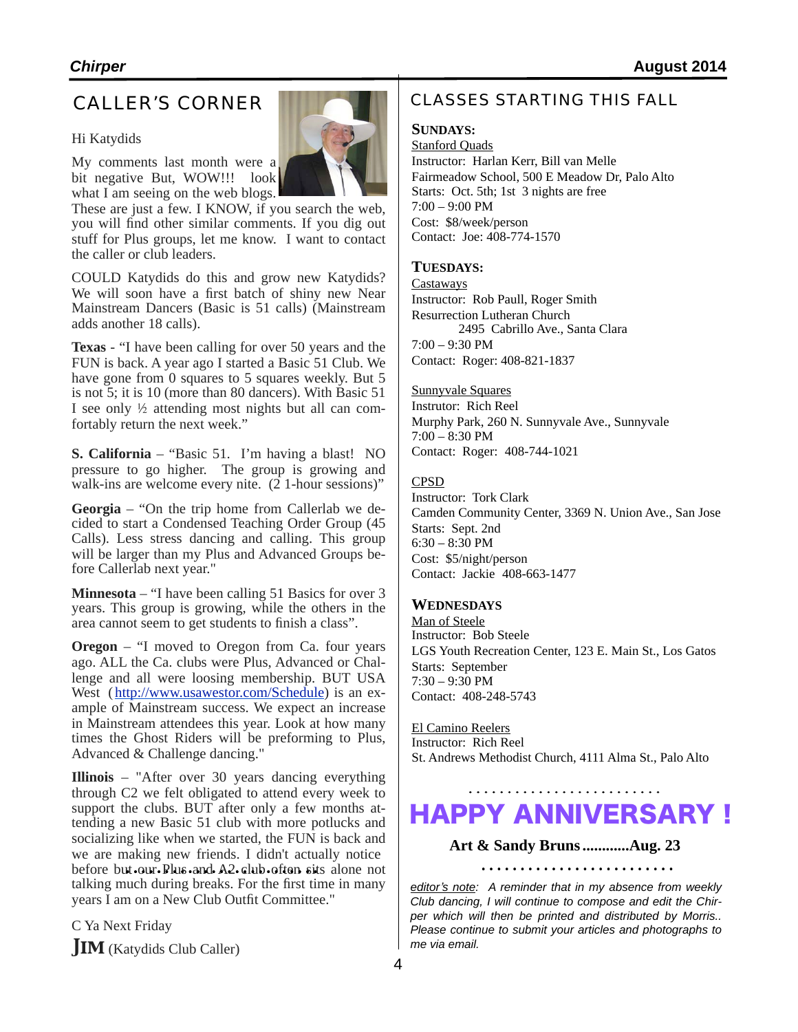## CALLER'S CORNER

Hi Katydids

My comments last month were a bit negative But, WOW!!! look what I am seeing on the web blogs. These are just a few. I KNOW, if you search the web, you will find other similar comments. If you dig out stuff for Plus groups, let me know. I want to contact the caller or club leaders.

COULD Katydids do this and grow new Katydids? We will soon have a first batch of shiny new Near Mainstream Dancers (Basic is 51 calls) (Mainstream adds another 18 calls).

**Texas** - "I have been calling for over 50 years and the FUN is back. A year ago I started a Basic 51 Club. We have gone from 0 squares to 5 squares weekly. But 5 is not 5; it is 10 (more than 80 dancers). With Basic 51 I see only ½ attending most nights but all can comfortably return the next week."

**S. California** – "Basic 51. I'm having a blast! NO pressure to go higher. The group is growing and walk-ins are welcome every nite. (2 1-hour sessions)"

**Georgia** – "On the trip home from Callerlab we decided to start a Condensed Teaching Order Group (45 Calls). Less stress dancing and calling. This group will be larger than my Plus and Advanced Groups before Callerlab next year."

**Minnesota** – "I have been calling 51 Basics for over 3 years. This group is growing, while the others in the area cannot seem to get students to finish a class".

**Oregon** – "I moved to Oregon from Ca. four years ago. ALL the Ca. clubs were Plus, Advanced or Challenge and all were loosing membership. BUT USA West (http://www.usawestor.com/Schedule) is an example of Mainstream success. We expect an increase in Mainstream attendees this year. Look at how many times the Ghost Riders will be preforming to Plus, Advanced & Challenge dancing."

**Illinois** – "After over 30 years dancing everything through C2 we felt obligated to attend every week to support the clubs. BUT after only a few months attending a new Basic 51 club with more potlucks and socializing like when we started, the FUN is back and we are making new friends. I didn't actually notice before but our Plus and A2 club often sits alone not talking much during breaks. For the first time in many years I am on a New Club Outfit Committee."

C Ya Next Friday

**JIM** (Katydids Club Caller)

## CLASSES STARTING THIS FALL

### SUNDAYS:

Stanford Quads
Instructor: Harlan Kerr, Bill van Melle
Fairmeadow School, 500 E Meadow Dr, Palo Alto
Starts: Oct. 5th; 1st 3 nights are free
7:00 – 9:00 PM
Cost: $8/week/person
Contact: Joe: 408-774-1570

### TUESDAYS:

Castaways
Instructor: Rob Paull, Roger Smith
Resurrection Lutheran Church
2495 Cabrillo Ave., Santa Clara
7:00 – 9:30 PM
Contact: Roger: 408-821-1837

Sunnyvale Squares
Instructor: Rich Reel
Murphy Park, 260 N. Sunnyvale Ave., Sunnyvale
7:00 – 8:30 PM
Contact: Roger: 408-744-1021

CPSD
Instructor: Tork Clark
Camden Community Center, 3369 N. Union Ave., San Jose
Starts: Sept. 2nd
6:30 – 8:30 PM
Cost: $5/night/person
Contact: Jackie 408-663-1477

### WEDNESDAYS

Man of Steele
Instructor: Bob Steele
LGS Youth Recreation Center, 123 E. Main St., Los Gatos
Starts: September
7:30 – 9:30 PM
Contact: 408-248-5743

El Camino Reelers
Instructor: Rich Reel
St. Andrews Methodist Church, 4111 Alma St., Palo Alto

## HAPPY ANNIVERSARY !

**Art & Sandy Bruns............Aug. 23**

*editor's note: A reminder that in my absence from weekly Club dancing, I will continue to compose and edit the Chirper which will then be printed and distributed by Morris.. Please continue to submit your articles and photographs to me via email.*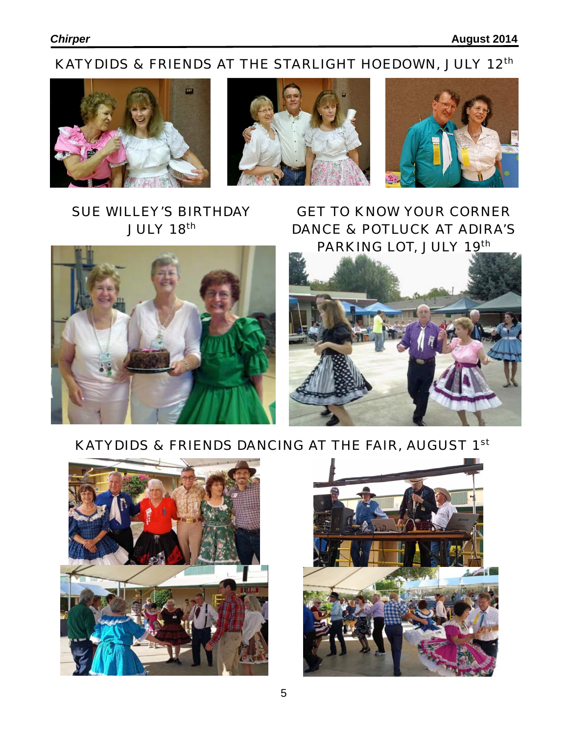## KATYDIDS & FRIENDS AT THE STARLIGHT HOEDOWN, JULY 12th

## SUE WILLEY'S BIRTHDAY JULY 18th

## GET TO KNOW YOUR CORNER DANCE & POTLUCK AT ADIRA'S PARKING LOT, JULY 19th

## KATYDIDS & FRIENDS DANCING AT THE FAIR, AUGUST 1st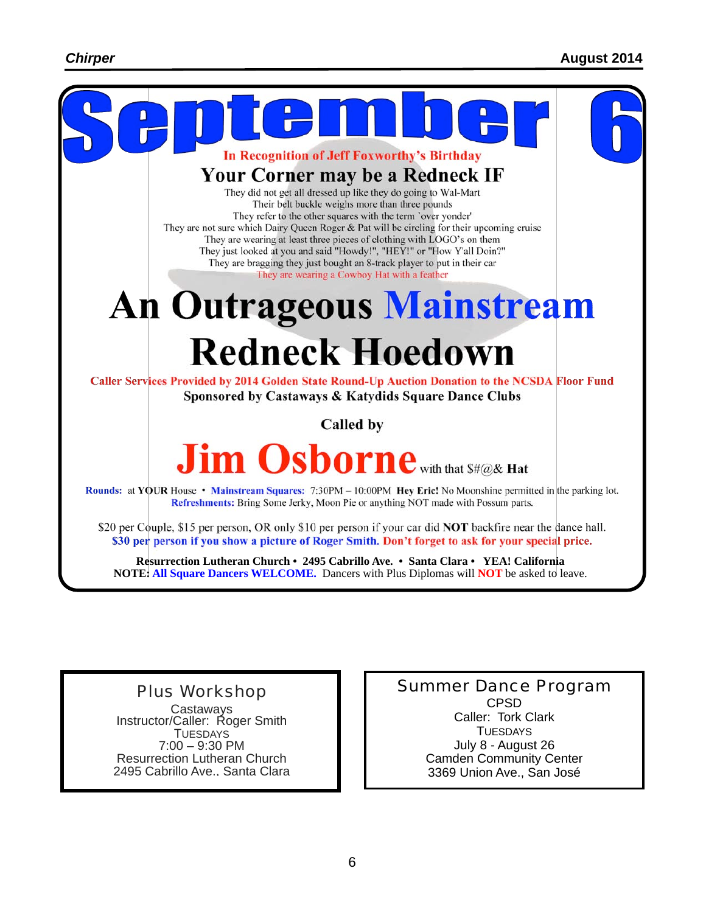# September 6

**In Recognition of Jeff Foxworthy's Birthday**

## Your Corner may be a Redneck IF

They did not get all dressed up like they do going to Wal-Mart
Their belt buckle weighs more than three pounds
They refer to the other squares with the term 'over yonder'
They are not sure which Dairy Queen Roger & Pat will be circling for their upcoming cruise
They are wearing at least three pieces of clothing with LOGO's on them
They just looked at you and said "Howdy!", "HEY!" or "How Y'all Doin?"
They are bragging they just bought an 8-track player to put in their car
They are wearing a Cowboy Hat with a feather

# An Outrageous Mainstream Redneck Hoedown

**Caller Services Provided by 2014 Golden State Round-Up Auction Donation to the NCSDA Floor Fund**

**Sponsored by Castaways & Katydids Square Dance Clubs**

**Called by**

# Jim Osborne with that $#@& **Hat**

**Rounds:** at **YOUR** House • **Mainstream Squares:** 7:30PM – 10:00PM **Hey Eric!** No Moonshine permitted in the parking lot.
**Refreshments:** Bring Some Jerky, Moon Pie or anything NOT made with Possum parts.

$20 per Couple, $15 per person, OR only $10 per person if your car did **NOT** backfire near the dance hall.
**$30 per person if you show a picture of Roger Smith. Don't forget to ask for your special price.**

**Resurrection Lutheran Church • 2495 Cabrillo Ave. • Santa Clara • YEA! California**
**NOTE: All Square Dancers WELCOME.** Dancers with Plus Diplomas will **NOT** be asked to leave.

---

### Plus Workshop

Castaways
Instructor/Caller: Roger Smith
TUESDAYS
7:00 – 9:30 PM
Resurrection Lutheran Church
2495 Cabrillo Ave., Santa Clara

---

### Summer Dance Program

CPSD
Caller: Tork Clark
TUESDAYS
July 8 - August 26
Camden Community Center
3369 Union Ave., San José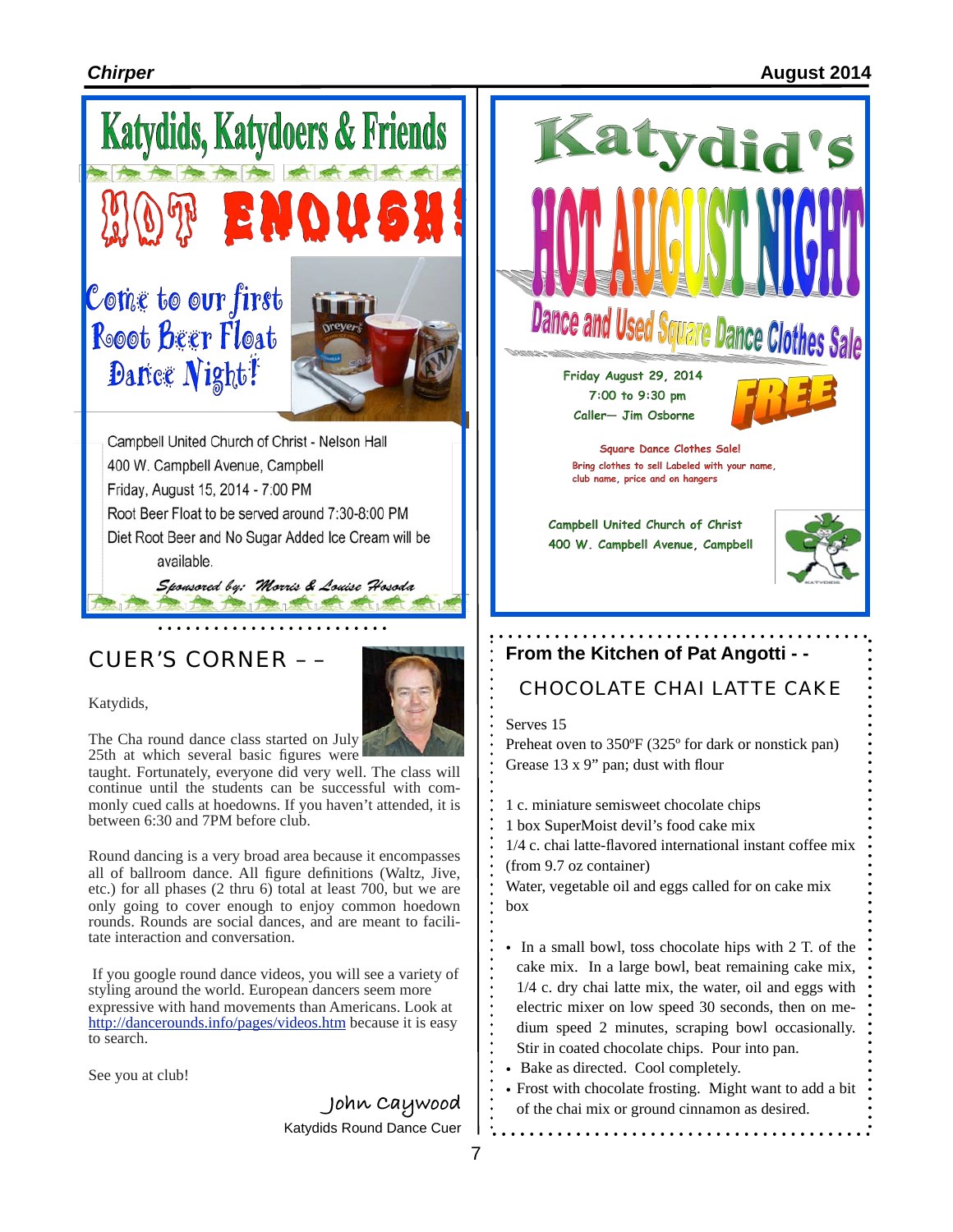# Katydids, Katydoers & Friends

## HOT ENOUGH!

Come to our first Rooot Beer Float Dance Night!

Campbell United Church of Christ - Nelson Hall
400 W. Campbell Avenue, Campbell
Friday, August 15, 2014 - 7:00 PM
Root Beer Float to be served around 7:30-8:00 PM
Diet Root Beer and No Sugar Added Ice Cream will be available.

*Sponsored by: Morris & Louise Hosoda*

# Katydid's HOT AUGUST NIGHT

## Dance and Used Square Dance Clothes Sale

Friday August 29, 2014
7:00 to 9:30 pm
Caller— Jim Osborne

FREE

Square Dance Clothes Sale!
Bring clothes to sell Labeled with your name, club name, price and on hangers

Campbell United Church of Christ
400 W. Campbell Avenue, Campbell

## CUER'S CORNER – –

Katydids,

The Cha round dance class started on July 25th at which several basic figures were taught. Fortunately, everyone did very well. The class will continue until the students can be successful with commonly cued calls at hoedowns. If you haven't attended, it is between 6:30 and 7PM before club.

Round dancing is a very broad area because it encompasses all of ballroom dance. All figure definitions (Waltz, Jive, etc.) for all phases (2 thru 6) total at least 700, but we are only going to cover enough to enjoy common hoedown rounds. Rounds are social dances, and are meant to facilitate interaction and conversation.

If you google round dance videos, you will see a variety of styling around the world. European dancers seem more expressive with hand movements than Americans. Look at http://dancerounds.info/pages/videos.htm because it is easy to search.

See you at club!

John Caywood
Katydids Round Dance Cuer

## From the Kitchen of Pat Angotti - -

### CHOCOLATE CHAI LATTE CAKE

Serves 15
Preheat oven to 350ºF (325º for dark or nonstick pan)
Grease 13 x 9" pan; dust with flour

1 c. miniature semisweet chocolate chips
1 box SuperMoist devil's food cake mix
1/4 c. chai latte-flavored international instant coffee mix (from 9.7 oz container)
Water, vegetable oil and eggs called for on cake mix box

- In a small bowl, toss chocolate hips with 2 T. of the cake mix. In a large bowl, beat remaining cake mix, 1/4 c. dry chai latte mix, the water, oil and eggs with electric mixer on low speed 30 seconds, then on medium speed 2 minutes, scraping bowl occasionally. Stir in coated chocolate chips. Pour into pan.
- Bake as directed. Cool completely.
- Frost with chocolate frosting. Might want to add a bit of the chai mix or ground cinnamon as desired.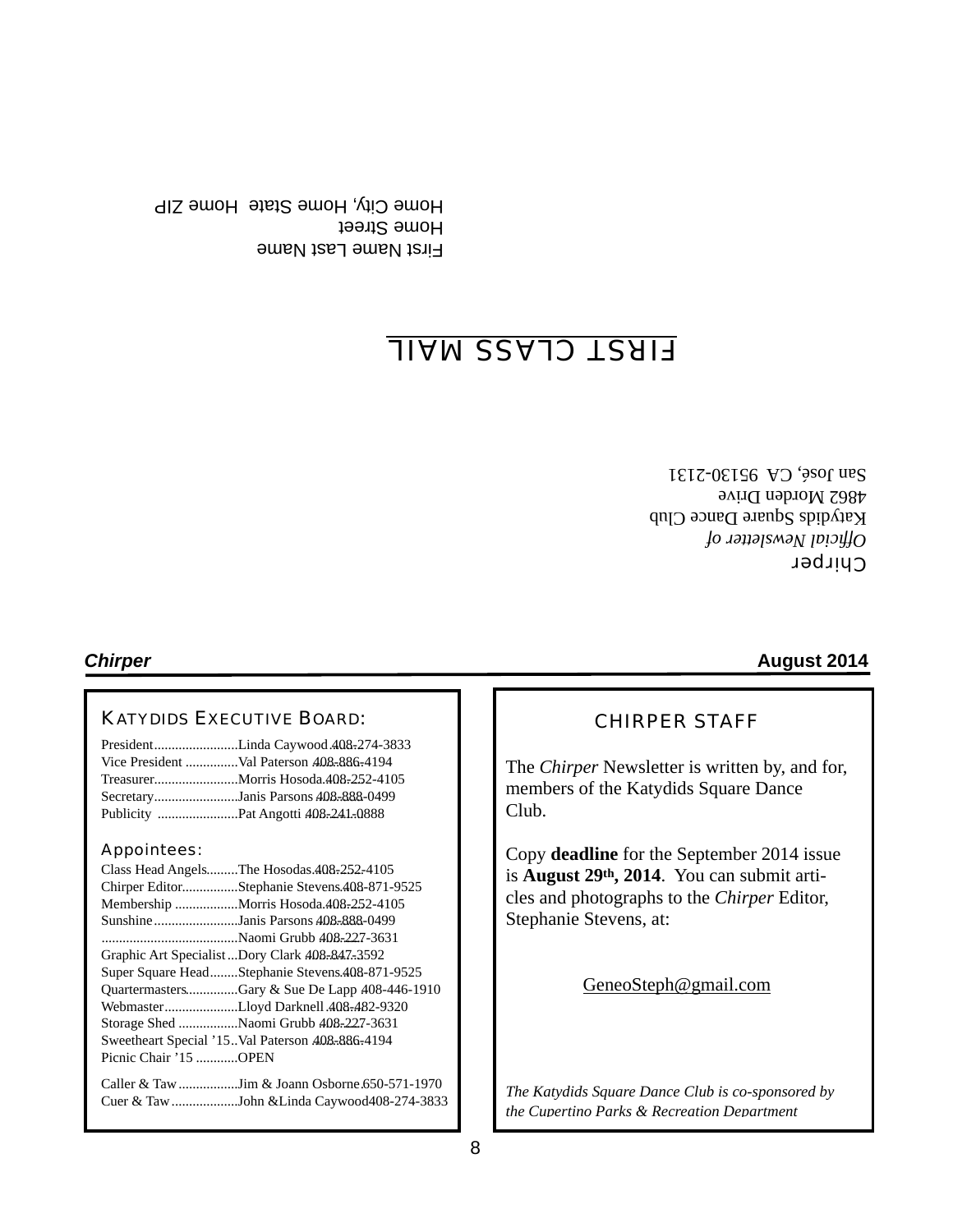Chirper
*Official Newsletter of*
Katydids Square Dance Club
4862 Morden Drive
San José, CA 95130-2131

FIRST CLASS MAIL

First Name Last Name
Home Street
Home City, Home State Home ZIP

**Chirper** **August 2014**

## KATYDIDS EXECUTIVE BOARD:

| | |
|---|---|
| President | Linda Caywood 408-274-3833 |
| Vice President | Val Paterson 408-886-4194 |
| Treasurer | Morris Hosoda 408-252-4105 |
| Secretary | Janis Parsons 408-888-0499 |
| Publicity | Pat Angotti 408-241-0888 |

### Appointees:

| | |
|---|---|
| Class Head Angels | The Hosodas 408-252-4105 |
| Chirper Editor | Stephanie Stevens 408-871-9525 |
| Membership | Morris Hosoda 408-252-4105 |
| Sunshine | Janis Parsons 408-888-0499 |
| | Naomi Grubb 408-227-3631 |
| Graphic Art Specialist | Dory Clark 408-847-3592 |
| Super Square Head | Stephanie Stevens 408-871-9525 |
| Quartermasters | Gary & Sue De Lapp 408-446-1910 |
| Webmaster | Lloyd Darknell 408-482-9320 |
| Storage Shed | Naomi Grubb 408-227-3631 |
| Sweetheart Special '15 | Val Paterson 408-886-4194 |
| Picnic Chair '15 | OPEN |
| Caller & Taw | Jim & Joann Osborne 650-571-1970 |
| Cuer & Taw | John & Linda Caywood 408-274-3833 |

## CHIRPER STAFF

The *Chirper* Newsletter is written by, and for, members of the Katydids Square Dance Club.

Copy **deadline** for the September 2014 issue is **August 29th, 2014**. You can submit articles and photographs to the *Chirper* Editor, Stephanie Stevens, at:

GeneoSteph@gmail.com

*The Katydids Square Dance Club is co-sponsored by the Cupertino Parks & Recreation Department*